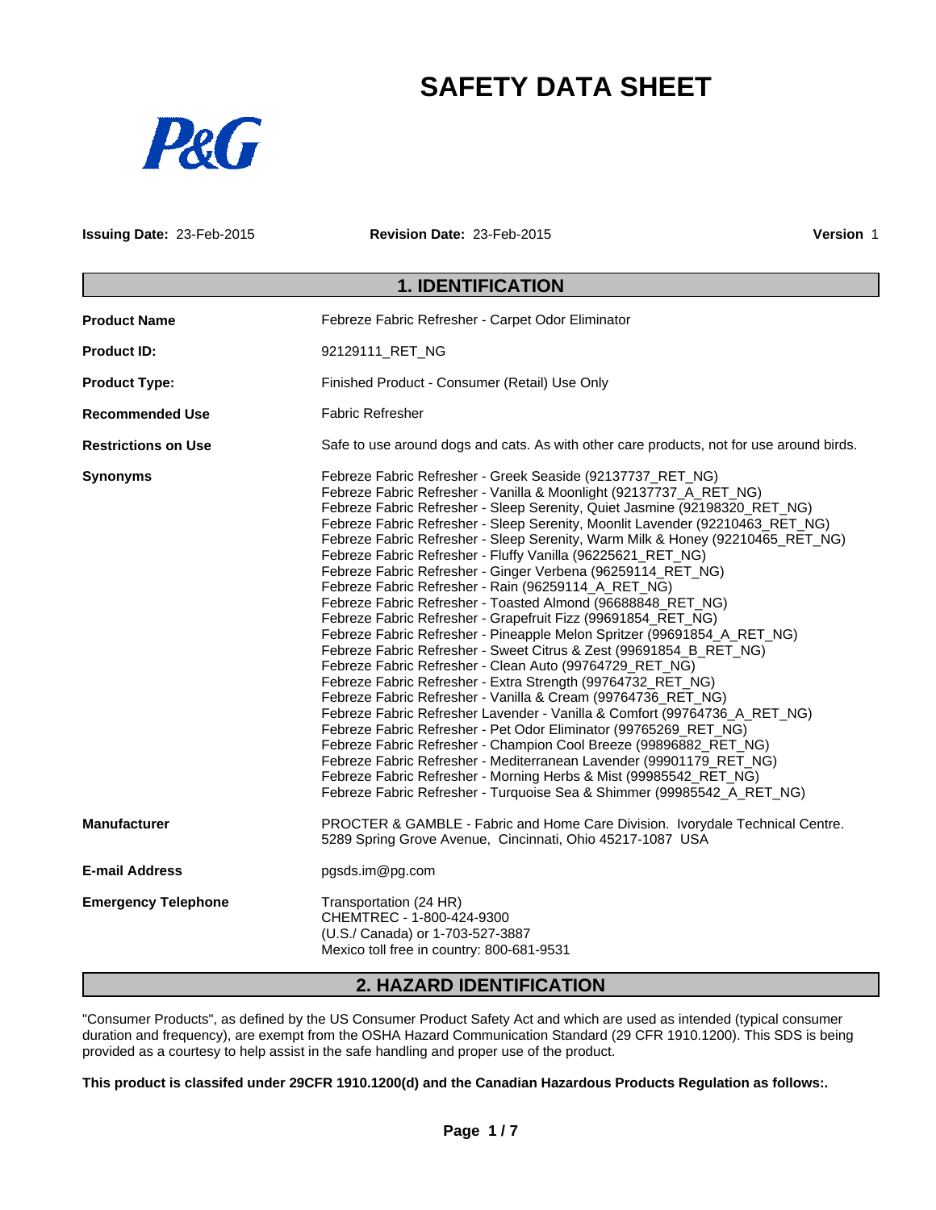P&G

# SAFETY DATA SHEET

**Issuing Date:** 23-Feb-2015 **Revision Date:** 23-Feb-2015 **Version** 1

## 1. IDENTIFICATION

**Product Name** Febreze Fabric Refresher - Carpet Odor Eliminator

**Product ID:** 92129111_RET_NG

**Product Type:** Finished Product - Consumer (Retail) Use Only

**Recommended Use** Fabric Refresher

**Restrictions on Use** Safe to use around dogs and cats. As with other care products, not for use around birds.

**Synonyms**
Febreze Fabric Refresher - Greek Seaside (92137737_RET_NG)
Febreze Fabric Refresher - Vanilla & Moonlight (92137737_A_RET_NG)
Febreze Fabric Refresher - Sleep Serenity, Quiet Jasmine (92198320_RET_NG)
Febreze Fabric Refresher - Sleep Serenity, Moonlit Lavender (92210463_RET_NG)
Febreze Fabric Refresher - Sleep Serenity, Warm Milk & Honey (92210465_RET_NG)
Febreze Fabric Refresher - Fluffy Vanilla (96225621_RET_NG)
Febreze Fabric Refresher - Ginger Verbena (96259114_RET_NG)
Febreze Fabric Refresher - Rain (96259114_A_RET_NG)
Febreze Fabric Refresher - Toasted Almond (96688848_RET_NG)
Febreze Fabric Refresher - Grapefruit Fizz (99691854_RET_NG)
Febreze Fabric Refresher - Pineapple Melon Spritzer (99691854_A_RET_NG)
Febreze Fabric Refresher - Sweet Citrus & Zest (99691854_B_RET_NG)
Febreze Fabric Refresher - Clean Auto (99764729_RET_NG)
Febreze Fabric Refresher - Extra Strength (99764732_RET_NG)
Febreze Fabric Refresher - Vanilla & Cream (99764736_RET_NG)
Febreze Fabric Refresher Lavender - Vanilla & Comfort (99764736_A_RET_NG)
Febreze Fabric Refresher - Pet Odor Eliminator (99765269_RET_NG)
Febreze Fabric Refresher - Champion Cool Breeze (99896882_RET_NG)
Febreze Fabric Refresher - Mediterranean Lavender (99901179_RET_NG)
Febreze Fabric Refresher - Morning Herbs & Mist (99985542_RET_NG)
Febreze Fabric Refresher - Turquoise Sea & Shimmer (99985542_A_RET_NG)

**Manufacturer** PROCTER & GAMBLE - Fabric and Home Care Division. Ivorydale Technical Centre. 5289 Spring Grove Avenue, Cincinnati, Ohio 45217-1087 USA

**E-mail Address** pgsds.im@pg.com

**Emergency Telephone**
Transportation (24 HR)
CHEMTREC - 1-800-424-9300
(U.S./ Canada) or 1-703-527-3887
Mexico toll free in country: 800-681-9531

## 2. HAZARD IDENTIFICATION

"Consumer Products", as defined by the US Consumer Product Safety Act and which are used as intended (typical consumer duration and frequency), are exempt from the OSHA Hazard Communication Standard (29 CFR 1910.1200). This SDS is being provided as a courtesy to help assist in the safe handling and proper use of the product.

**This product is classifed under 29CFR 1910.1200(d) and the Canadian Hazardous Products Regulation as follows:.**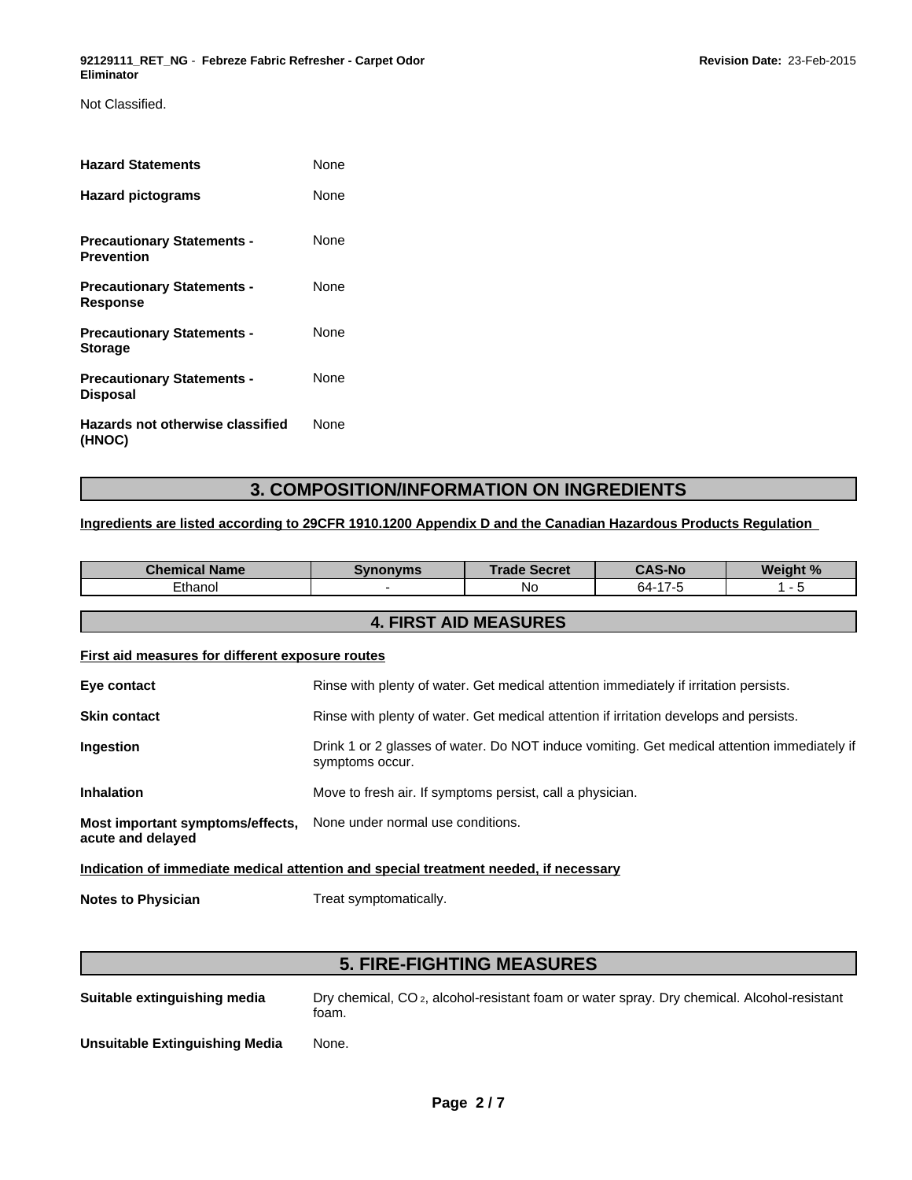Not Classified.

**Hazard Statements** None

**Hazard pictograms** None

**Precautionary Statements - Prevention** None

**Precautionary Statements - Response** None

**Precautionary Statements - Storage** None

**Precautionary Statements - Disposal** None

**Hazards not otherwise classified (HNOC)** None

## 3. COMPOSITION/INFORMATION ON INGREDIENTS

**Ingredients are listed according to 29CFR 1910.1200 Appendix D and the Canadian Hazardous Products Regulation**

| Chemical Name | Synonyms | Trade Secret | CAS-No | Weight % |
|---|---|---|---|---|
| Ethanol | - | No | 64-17-5 | 1 - 5 |

## 4. FIRST AID MEASURES

**First aid measures for different exposure routes**

**Eye contact** Rinse with plenty of water. Get medical attention immediately if irritation persists.

**Skin contact** Rinse with plenty of water. Get medical attention if irritation develops and persists.

**Ingestion** Drink 1 or 2 glasses of water. Do NOT induce vomiting. Get medical attention immediately if symptoms occur.

**Inhalation** Move to fresh air. If symptoms persist, call a physician.

**Most important symptoms/effects, acute and delayed** None under normal use conditions.

**Indication of immediate medical attention and special treatment needed, if necessary**

**Notes to Physician** Treat symptomatically.

## 5. FIRE-FIGHTING MEASURES

**Suitable extinguishing media** Dry chemical, $CO_2$, alcohol-resistant foam or water spray. Dry chemical. Alcohol-resistant foam.

**Unsuitable Extinguishing Media** None.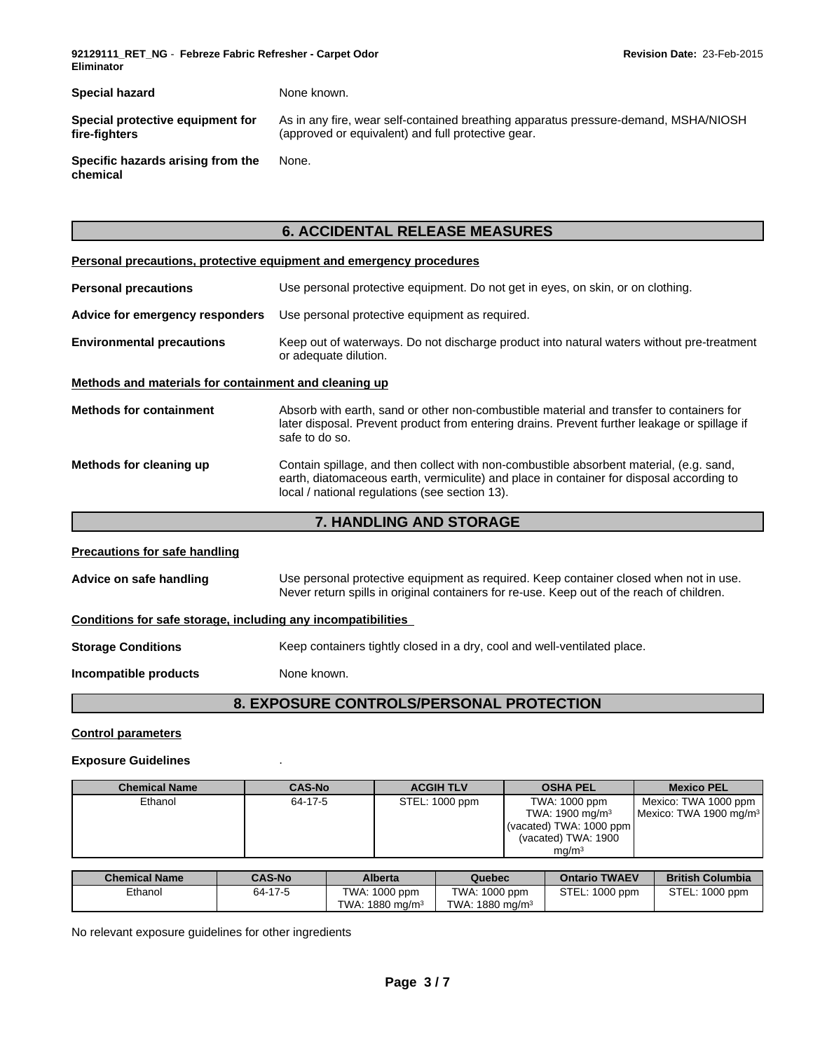| | |
|---|---|
| **Special hazard** | None known. |
| **Special protective equipment for fire-fighters** | As in any fire, wear self-contained breathing apparatus pressure-demand, MSHA/NIOSH (approved or equivalent) and full protective gear. |
| **Specific hazards arising from the chemical** | None. |

## 6. ACCIDENTAL RELEASE MEASURES

**Personal precautions, protective equipment and emergency procedures**

| | |
|---|---|
| **Personal precautions** | Use personal protective equipment. Do not get in eyes, on skin, or on clothing. |
| **Advice for emergency responders** | Use personal protective equipment as required. |
| **Environmental precautions** | Keep out of waterways. Do not discharge product into natural waters without pre-treatment or adequate dilution. |

**Methods and materials for containment and cleaning up**

| | |
|---|---|
| **Methods for containment** | Absorb with earth, sand or other non-combustible material and transfer to containers for later disposal. Prevent product from entering drains. Prevent further leakage or spillage if safe to do so. |
| **Methods for cleaning up** | Contain spillage, and then collect with non-combustible absorbent material, (e.g. sand, earth, diatomaceous earth, vermiculite) and place in container for disposal according to local / national regulations (see section 13). |

## 7. HANDLING AND STORAGE

**Precautions for safe handling**

| | |
|---|---|
| **Advice on safe handling** | Use personal protective equipment as required. Keep container closed when not in use. Never return spills in original containers for re-use. Keep out of the reach of children. |

**Conditions for safe storage, including any incompatibilities**

| | |
|---|---|
| **Storage Conditions** | Keep containers tightly closed in a dry, cool and well-ventilated place. |
| **Incompatible products** | None known. |

## 8. EXPOSURE CONTROLS/PERSONAL PROTECTION

**Control parameters**

**Exposure Guidelines** .

| Chemical Name | CAS-No | ACGIH TLV | OSHA PEL | Mexico PEL |
|---|---|---|---|---|
| Ethanol | 64-17-5 | STEL: 1000 ppm | TWA: 1000 ppm<br>TWA: 1900 mg/m³<br>(vacated) TWA: 1000 ppm<br>(vacated) TWA: 1900 mg/m³ | Mexico: TWA 1000 ppm<br>Mexico: TWA 1900 mg/m³ |

| Chemical Name | CAS-No | Alberta | Quebec | Ontario TWAEV | British Columbia |
|---|---|---|---|---|---|
| Ethanol | 64-17-5 | TWA: 1000 ppm<br>TWA: 1880 mg/m³ | TWA: 1000 ppm<br>TWA: 1880 mg/m³ | STEL: 1000 ppm | STEL: 1000 ppm |

No relevant exposure guidelines for other ingredients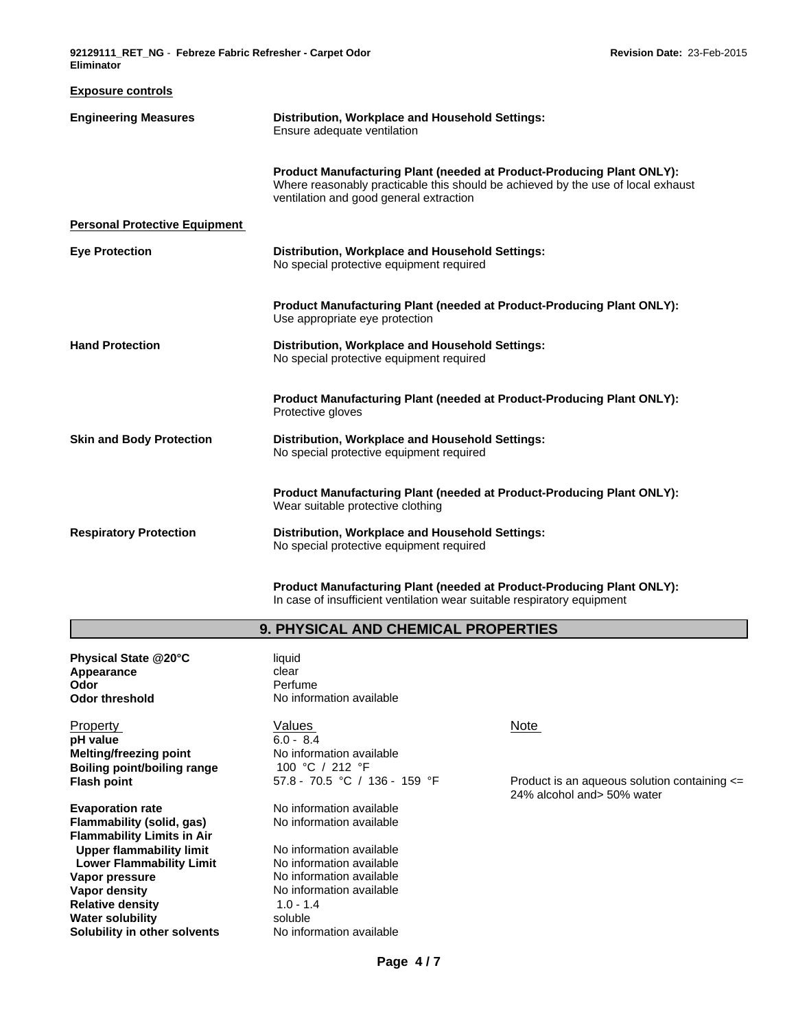### Exposure controls

**Engineering Measures**

**Distribution, Workplace and Household Settings:**
Ensure adequate ventilation

**Product Manufacturing Plant (needed at Product-Producing Plant ONLY):**
Where reasonably practicable this should be achieved by the use of local exhaust ventilation and good general extraction

### Personal Protective Equipment

**Eye Protection**

**Distribution, Workplace and Household Settings:**
No special protective equipment required

**Product Manufacturing Plant (needed at Product-Producing Plant ONLY):**
Use appropriate eye protection

**Hand Protection**

**Distribution, Workplace and Household Settings:**
No special protective equipment required

**Product Manufacturing Plant (needed at Product-Producing Plant ONLY):**
Protective gloves

**Skin and Body Protection**

**Distribution, Workplace and Household Settings:**
No special protective equipment required

**Product Manufacturing Plant (needed at Product-Producing Plant ONLY):**
Wear suitable protective clothing

**Respiratory Protection**

**Distribution, Workplace and Household Settings:**
No special protective equipment required

**Product Manufacturing Plant (needed at Product-Producing Plant ONLY):**
In case of insufficient ventilation wear suitable respiratory equipment

## 9. PHYSICAL AND CHEMICAL PROPERTIES

**Physical State @20°C** liquid
**Appearance** clear
**Odor** Perfume
**Odor threshold** No information available

| Property | Values | Note |
|---|---|---|
| **pH value** | 6.0 - 8.4 | |
| **Melting/freezing point** | No information available | |
| **Boiling point/boiling range** | 100 °C / 212 °F | |
| **Flash point** | 57.8 - 70.5 °C / 136 - 159 °F | Product is an aqueous solution containing <= 24% alcohol and> 50% water |
| **Evaporation rate** | No information available | |
| **Flammability (solid, gas)** | No information available | |
| **Flammability Limits in Air** | | |
| **Upper flammability limit** | No information available | |
| **Lower Flammability Limit** | No information available | |
| **Vapor pressure** | No information available | |
| **Vapor density** | No information available | |
| **Relative density** | 1.0 - 1.4 | |
| **Water solubility** | soluble | |
| **Solubility in other solvents** | No information available | |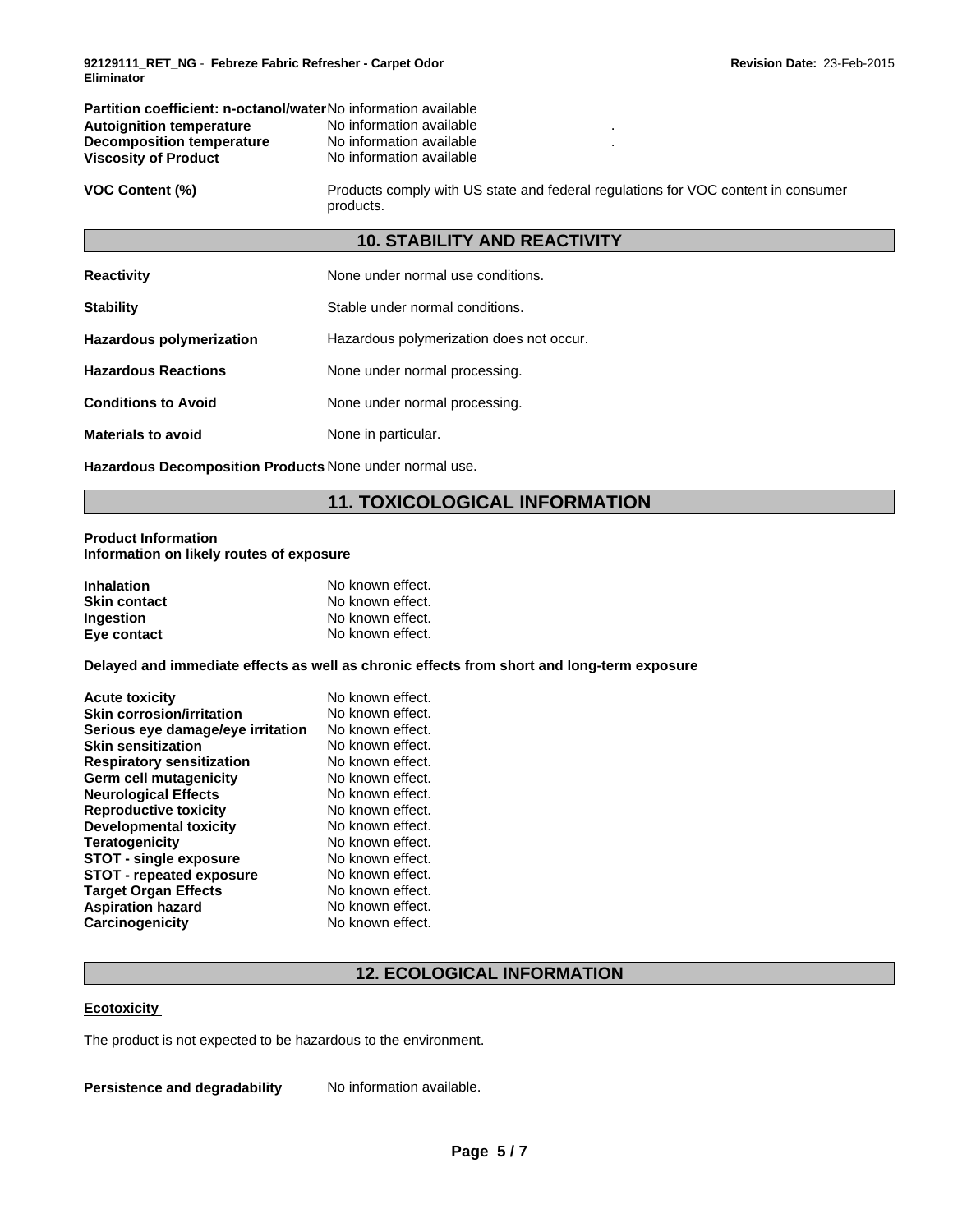| | |
|---|---|
| **Partition coefficient: n-octanol/water** | No information available |
| **Autoignition temperature** | No information available |
| **Decomposition temperature** | No information available |
| **Viscosity of Product** | No information available |

**VOC Content (%)** Products comply with US state and federal regulations for VOC content in consumer products.

## 10. STABILITY AND REACTIVITY

| | |
|---|---|
| **Reactivity** | None under normal use conditions. |
| **Stability** | Stable under normal conditions. |
| **Hazardous polymerization** | Hazardous polymerization does not occur. |
| **Hazardous Reactions** | None under normal processing. |
| **Conditions to Avoid** | None under normal processing. |
| **Materials to avoid** | None in particular. |
| **Hazardous Decomposition Products** | None under normal use. |

## 11. TOXICOLOGICAL INFORMATION

**Product Information**

**Information on likely routes of exposure**

| | |
|---|---|
| **Inhalation** | No known effect. |
| **Skin contact** | No known effect. |
| **Ingestion** | No known effect. |
| **Eye contact** | No known effect. |

**Delayed and immediate effects as well as chronic effects from short and long-term exposure**

| | |
|---|---|
| **Acute toxicity** | No known effect. |
| **Skin corrosion/irritation** | No known effect. |
| **Serious eye damage/eye irritation** | No known effect. |
| **Skin sensitization** | No known effect. |
| **Respiratory sensitization** | No known effect. |
| **Germ cell mutagenicity** | No known effect. |
| **Neurological Effects** | No known effect. |
| **Reproductive toxicity** | No known effect. |
| **Developmental toxicity** | No known effect. |
| **Teratogenicity** | No known effect. |
| **STOT - single exposure** | No known effect. |
| **STOT - repeated exposure** | No known effect. |
| **Target Organ Effects** | No known effect. |
| **Aspiration hazard** | No known effect. |
| **Carcinogenicity** | No known effect. |

## 12. ECOLOGICAL INFORMATION

**Ecotoxicity**

The product is not expected to be hazardous to the environment.

**Persistence and degradability** No information available.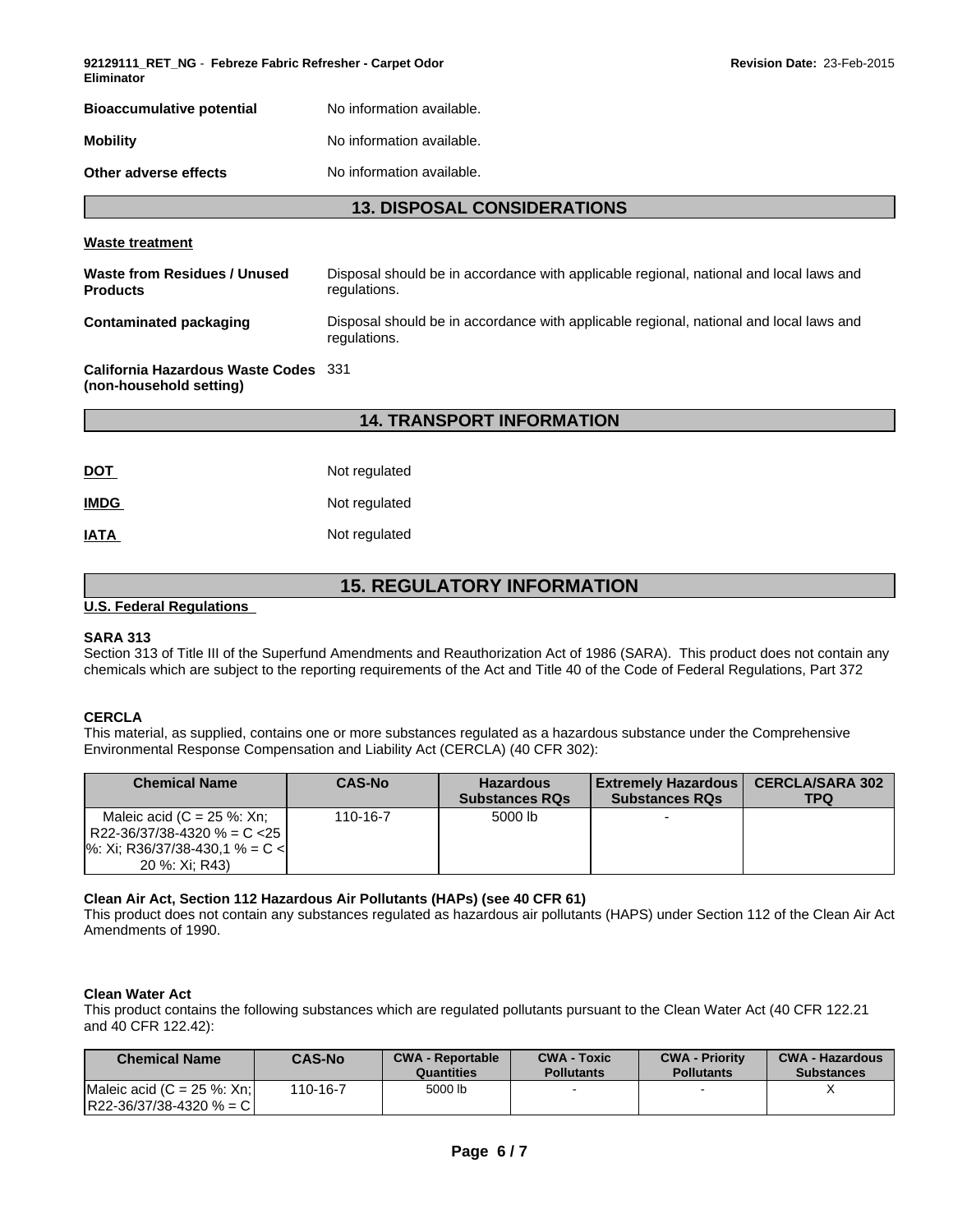| | |
|---|---|
| **Bioaccumulative potential** | No information available. |
| **Mobility** | No information available. |
| **Other adverse effects** | No information available. |

## 13. DISPOSAL CONSIDERATIONS

**Waste treatment**

| | |
|---|---|
| **Waste from Residues / Unused Products** | Disposal should be in accordance with applicable regional, national and local laws and regulations. |
| **Contaminated packaging** | Disposal should be in accordance with applicable regional, national and local laws and regulations. |
| **California Hazardous Waste Codes (non-household setting)** | 331 |

## 14. TRANSPORT INFORMATION

| | |
|---|---|
| **DOT** | Not regulated |
| **IMDG** | Not regulated |
| **IATA** | Not regulated |

## 15. REGULATORY INFORMATION

**U.S. Federal Regulations**

**SARA 313**

Section 313 of Title III of the Superfund Amendments and Reauthorization Act of 1986 (SARA). This product does not contain any chemicals which are subject to the reporting requirements of the Act and Title 40 of the Code of Federal Regulations, Part 372

**CERCLA**

This material, as supplied, contains one or more substances regulated as a hazardous substance under the Comprehensive Environmental Response Compensation and Liability Act (CERCLA) (40 CFR 302):

| Chemical Name | CAS-No | Hazardous Substances RQs | Extremely Hazardous Substances RQs | CERCLA/SARA 302 TPQ |
|---|---|---|---|---|
| Maleic acid (C = 25 %: Xn; R22-36/37/38-4320 % = C <25 %: Xi; R36/37/38-430,1 % = C < 20 %: Xi; R43) | 110-16-7 | 5000 lb | - | |

**Clean Air Act, Section 112 Hazardous Air Pollutants (HAPs) (see 40 CFR 61)**

This product does not contain any substances regulated as hazardous air pollutants (HAPS) under Section 112 of the Clean Air Act Amendments of 1990.

**Clean Water Act**

This product contains the following substances which are regulated pollutants pursuant to the Clean Water Act (40 CFR 122.21 and 40 CFR 122.42):

| Chemical Name | CAS-No | CWA - Reportable Quantities | CWA - Toxic Pollutants | CWA - Priority Pollutants | CWA - Hazardous Substances |
|---|---|---|---|---|---|
| Maleic acid (C = 25 %: Xn; R22-36/37/38-4320 % = C | 110-16-7 | 5000 lb | - | - | X |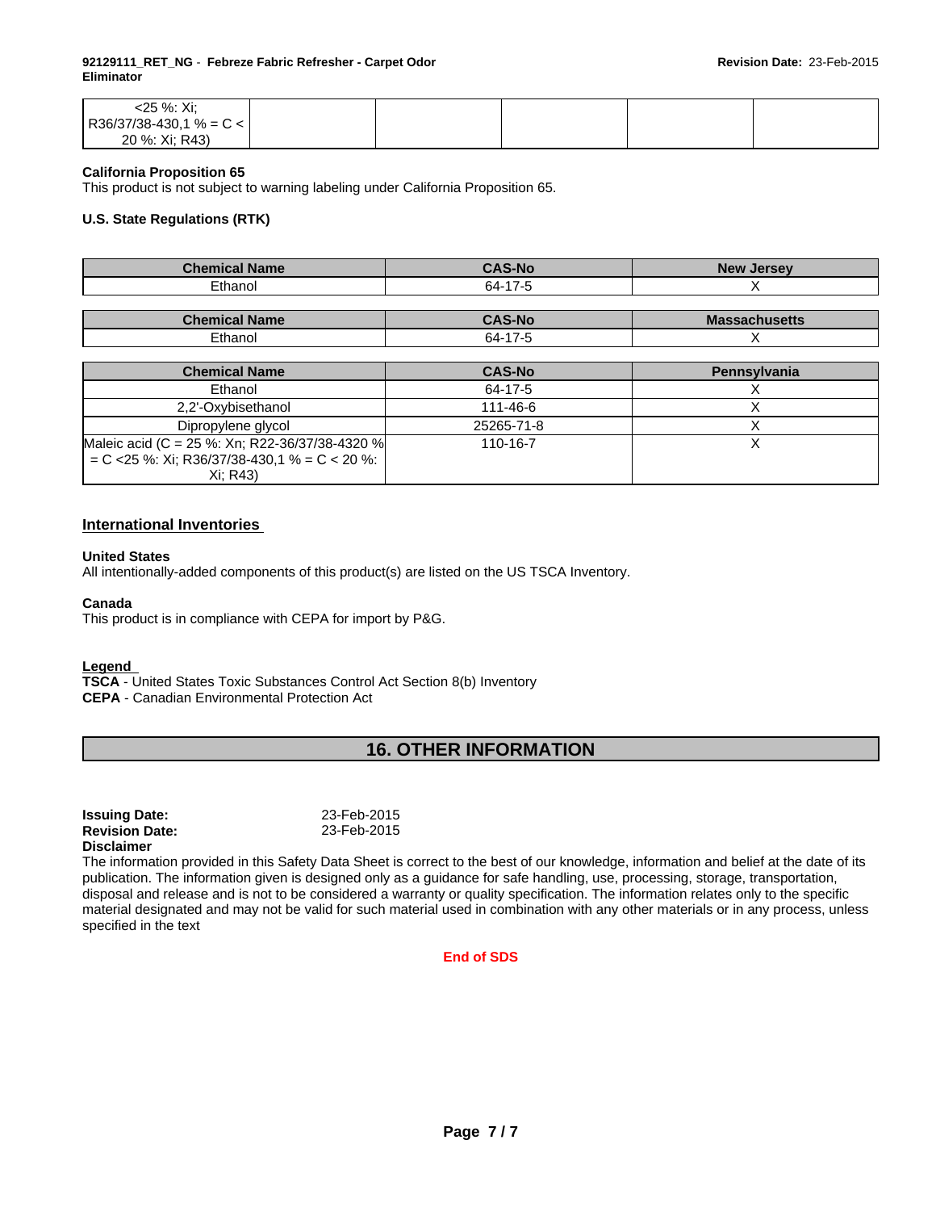| | | | | | |
|---|---|---|---|---|---|
| <25 %: Xi; R36/37/38-430,1 % = C < 20 %: Xi; R43) | | | | | |

**California Proposition 65**

This product is not subject to warning labeling under California Proposition 65.

**U.S. State Regulations (RTK)**

| Chemical Name | CAS-No | New Jersey |
|---|---|---|
| Ethanol | 64-17-5 | X |

| Chemical Name | CAS-No | Massachusetts |
|---|---|---|
| Ethanol | 64-17-5 | X |

| Chemical Name | CAS-No | Pennsylvania |
|---|---|---|
| Ethanol | 64-17-5 | X |
| 2,2'-Oxybisethanol | 111-46-6 | X |
| Dipropylene glycol | 25265-71-8 | X |
| Maleic acid (C = 25 %: Xn; R22-36/37/38-4320 % = C <25 %: Xi; R36/37/38-430,1 % = C < 20 %: Xi; R43) | 110-16-7 | X |

## International Inventories

**United States**

All intentionally-added components of this product(s) are listed on the US TSCA Inventory.

**Canada**

This product is in compliance with CEPA for import by P&G.

**Legend**

**TSCA** - United States Toxic Substances Control Act Section 8(b) Inventory
**CEPA** - Canadian Environmental Protection Act

# 16. OTHER INFORMATION

**Issuing Date:** 23-Feb-2015
**Revision Date:** 23-Feb-2015

**Disclaimer**

The information provided in this Safety Data Sheet is correct to the best of our knowledge, information and belief at the date of its publication. The information given is designed only as a guidance for safe handling, use, processing, storage, transportation, disposal and release and is not to be considered a warranty or quality specification. The information relates only to the specific material designated and may not be valid for such material used in combination with any other materials or in any process, unless specified in the text

**End of SDS**